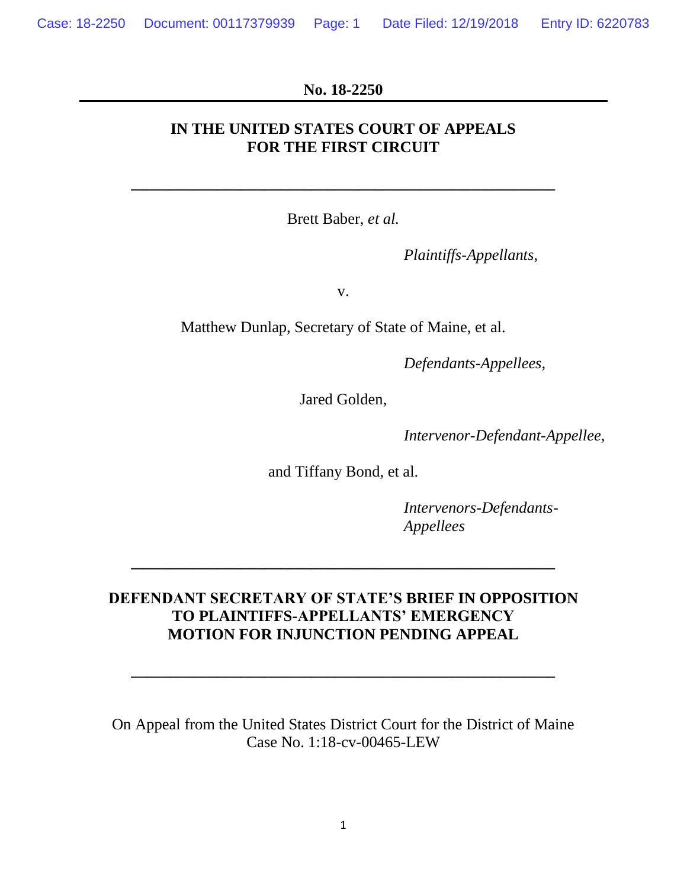**No. 18-2250**

---

**IN THE UNITED STATES COURT OF APPEALS**
**FOR THE FIRST CIRCUIT**

---

Brett Baber, *et al.*

*Plaintiffs-Appellants,*

v.

Matthew Dunlap, Secretary of State of Maine, et al.

*Defendants-Appellees,*

Jared Golden,

*Intervenor-Defendant-Appellee*,

and Tiffany Bond, et al.

*Intervenors-Defendants-Appellees*

---

**DEFENDANT SECRETARY OF STATE'S BRIEF IN OPPOSITION TO PLAINTIFFS-APPELLANTS' EMERGENCY MOTION FOR INJUNCTION PENDING APPEAL**

---

On Appeal from the United States District Court for the District of Maine
Case No. 1:18-cv-00465-LEW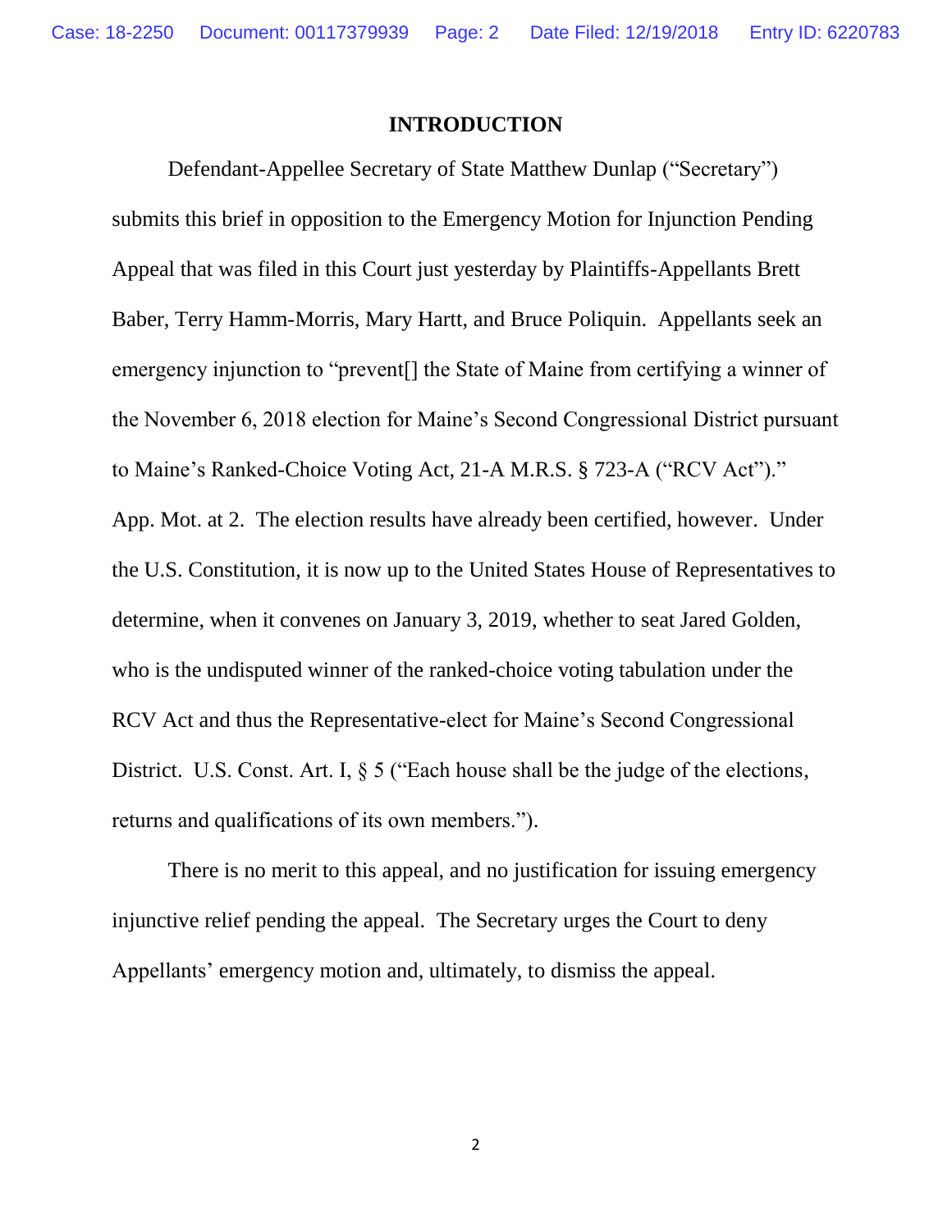# INTRODUCTION

Defendant-Appellee Secretary of State Matthew Dunlap ("Secretary") submits this brief in opposition to the Emergency Motion for Injunction Pending Appeal that was filed in this Court just yesterday by Plaintiffs-Appellants Brett Baber, Terry Hamm-Morris, Mary Hartt, and Bruce Poliquin. Appellants seek an emergency injunction to "prevent[] the State of Maine from certifying a winner of the November 6, 2018 election for Maine's Second Congressional District pursuant to Maine's Ranked-Choice Voting Act, 21-A M.R.S. § 723-A ("RCV Act")." App. Mot. at 2. The election results have already been certified, however. Under the U.S. Constitution, it is now up to the United States House of Representatives to determine, when it convenes on January 3, 2019, whether to seat Jared Golden, who is the undisputed winner of the ranked-choice voting tabulation under the RCV Act and thus the Representative-elect for Maine's Second Congressional District. U.S. Const. Art. I, § 5 ("Each house shall be the judge of the elections, returns and qualifications of its own members.").

There is no merit to this appeal, and no justification for issuing emergency injunctive relief pending the appeal. The Secretary urges the Court to deny Appellants' emergency motion and, ultimately, to dismiss the appeal.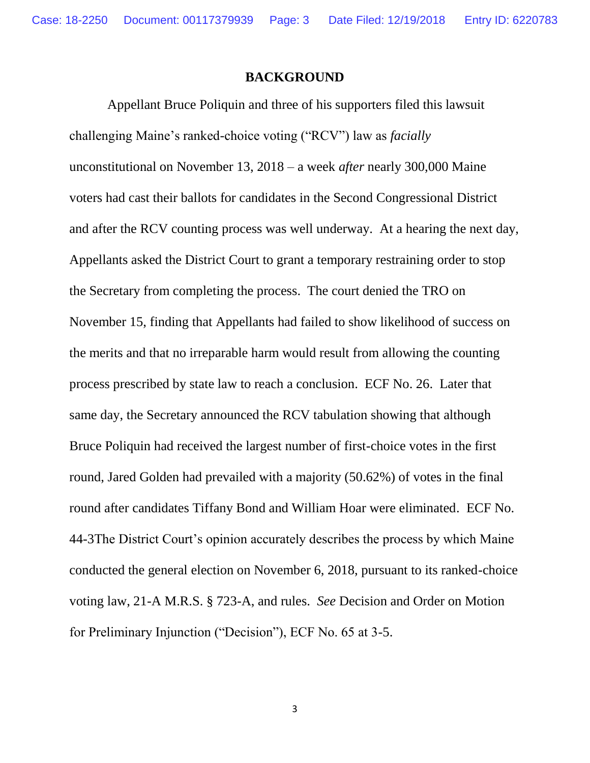## BACKGROUND

Appellant Bruce Poliquin and three of his supporters filed this lawsuit challenging Maine's ranked-choice voting ("RCV") law as *facially* unconstitutional on November 13, 2018 – a week *after* nearly 300,000 Maine voters had cast their ballots for candidates in the Second Congressional District and after the RCV counting process was well underway. At a hearing the next day, Appellants asked the District Court to grant a temporary restraining order to stop the Secretary from completing the process. The court denied the TRO on November 15, finding that Appellants had failed to show likelihood of success on the merits and that no irreparable harm would result from allowing the counting process prescribed by state law to reach a conclusion. ECF No. 26. Later that same day, the Secretary announced the RCV tabulation showing that although Bruce Poliquin had received the largest number of first-choice votes in the first round, Jared Golden had prevailed with a majority (50.62%) of votes in the final round after candidates Tiffany Bond and William Hoar were eliminated. ECF No. 44-3The District Court's opinion accurately describes the process by which Maine conducted the general election on November 6, 2018, pursuant to its ranked-choice voting law, 21-A M.R.S. § 723-A, and rules. *See* Decision and Order on Motion for Preliminary Injunction ("Decision"), ECF No. 65 at 3-5.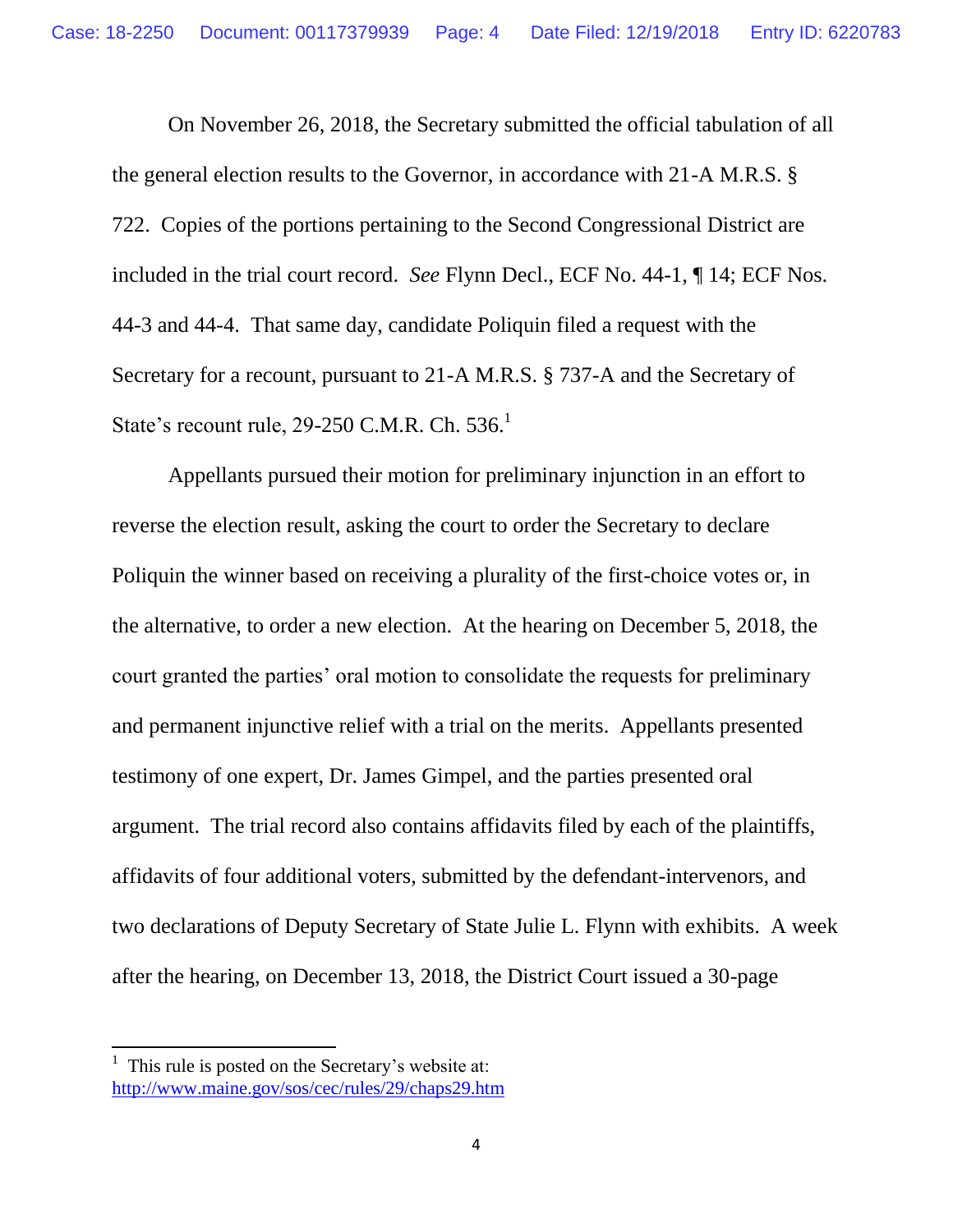On November 26, 2018, the Secretary submitted the official tabulation of all the general election results to the Governor, in accordance with 21-A M.R.S. § 722. Copies of the portions pertaining to the Second Congressional District are included in the trial court record. *See* Flynn Decl., ECF No. 44-1, ¶ 14; ECF Nos. 44-3 and 44-4. That same day, candidate Poliquin filed a request with the Secretary for a recount, pursuant to 21-A M.R.S. § 737-A and the Secretary of State's recount rule, 29-250 C.M.R. Ch. 536.[1]

Appellants pursued their motion for preliminary injunction in an effort to reverse the election result, asking the court to order the Secretary to declare Poliquin the winner based on receiving a plurality of the first-choice votes or, in the alternative, to order a new election. At the hearing on December 5, 2018, the court granted the parties' oral motion to consolidate the requests for preliminary and permanent injunctive relief with a trial on the merits. Appellants presented testimony of one expert, Dr. James Gimpel, and the parties presented oral argument. The trial record also contains affidavits filed by each of the plaintiffs, affidavits of four additional voters, submitted by the defendant-intervenors, and two declarations of Deputy Secretary of State Julie L. Flynn with exhibits. A week after the hearing, on December 13, 2018, the District Court issued a 30-page

---

[1] This rule is posted on the Secretary's website at: http://www.maine.gov/sos/cec/rules/29/chaps29.htm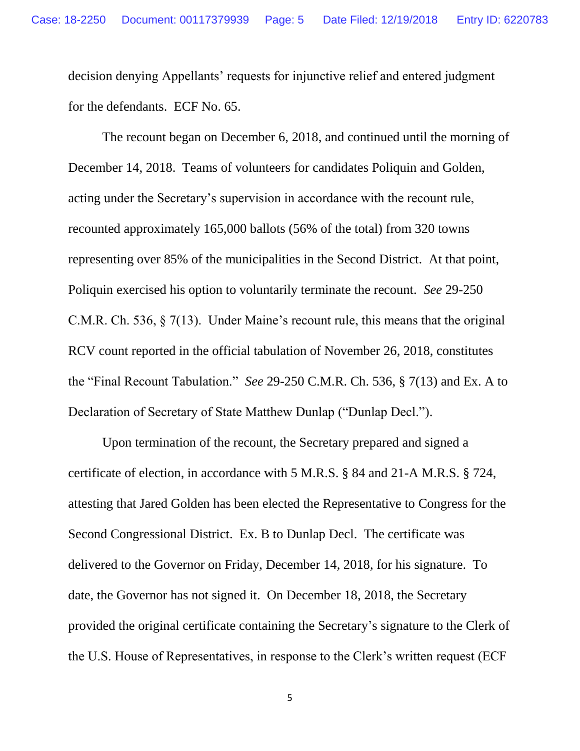decision denying Appellants' requests for injunctive relief and entered judgment for the defendants. ECF No. 65.

The recount began on December 6, 2018, and continued until the morning of December 14, 2018. Teams of volunteers for candidates Poliquin and Golden, acting under the Secretary's supervision in accordance with the recount rule, recounted approximately 165,000 ballots (56% of the total) from 320 towns representing over 85% of the municipalities in the Second District. At that point, Poliquin exercised his option to voluntarily terminate the recount. *See* 29-250 C.M.R. Ch. 536, § 7(13). Under Maine's recount rule, this means that the original RCV count reported in the official tabulation of November 26, 2018, constitutes the "Final Recount Tabulation." *See* 29-250 C.M.R. Ch. 536, § 7(13) and Ex. A to Declaration of Secretary of State Matthew Dunlap ("Dunlap Decl.").

Upon termination of the recount, the Secretary prepared and signed a certificate of election, in accordance with 5 M.R.S. § 84 and 21-A M.R.S. § 724, attesting that Jared Golden has been elected the Representative to Congress for the Second Congressional District. Ex. B to Dunlap Decl. The certificate was delivered to the Governor on Friday, December 14, 2018, for his signature. To date, the Governor has not signed it. On December 18, 2018, the Secretary provided the original certificate containing the Secretary's signature to the Clerk of the U.S. House of Representatives, in response to the Clerk's written request (ECF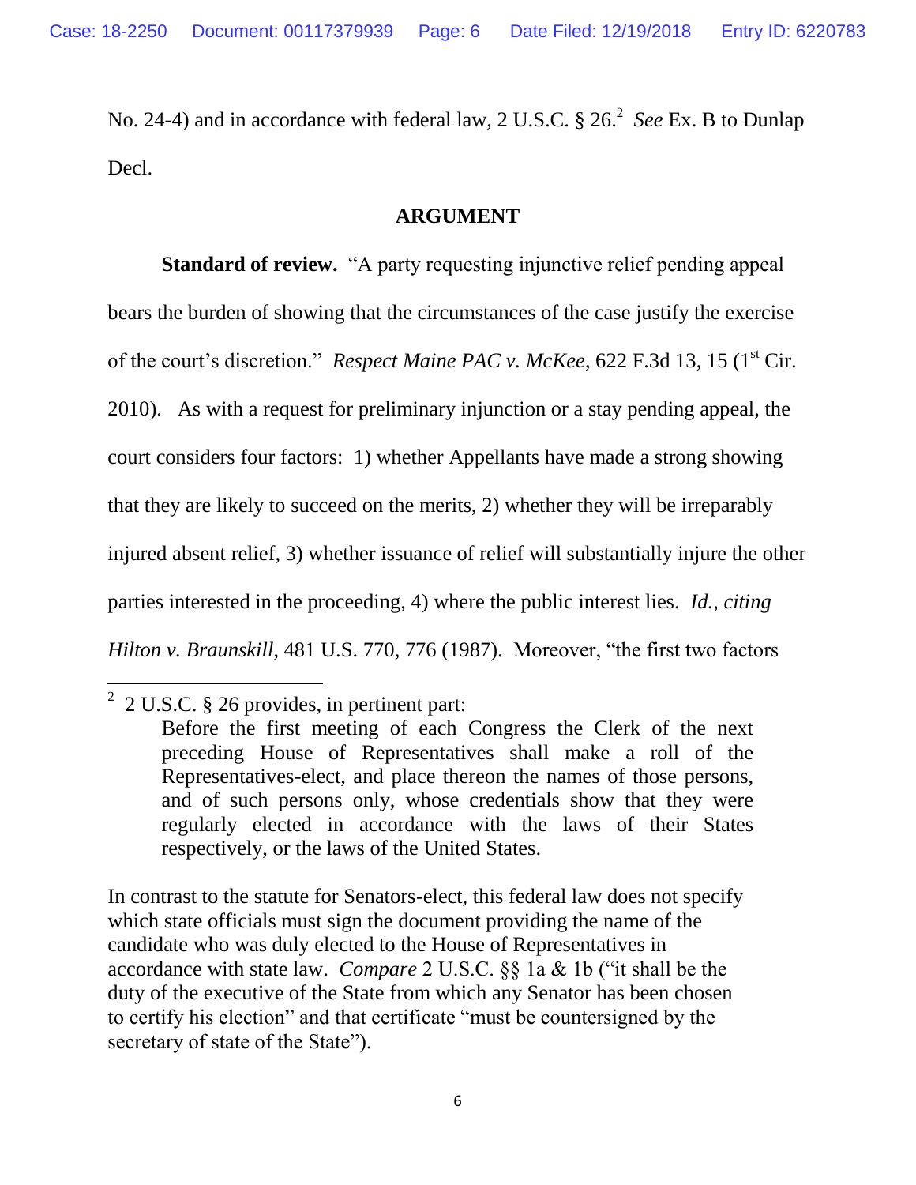No. 24-4) and in accordance with federal law, 2 U.S.C. § 26.[2] *See* Ex. B to Dunlap Decl.

## ARGUMENT

**Standard of review.** "A party requesting injunctive relief pending appeal bears the burden of showing that the circumstances of the case justify the exercise of the court's discretion." *Respect Maine PAC v. McKee*, 622 F.3d 13, 15 (1st Cir. 2010). As with a request for preliminary injunction or a stay pending appeal, the court considers four factors: 1) whether Appellants have made a strong showing that they are likely to succeed on the merits, 2) whether they will be irreparably injured absent relief, 3) whether issuance of relief will substantially injure the other parties interested in the proceeding, 4) where the public interest lies. *Id., citing Hilton v. Braunskill*, 481 U.S. 770, 776 (1987). Moreover, "the first two factors

---

[2] 2 U.S.C. § 26 provides, in pertinent part:

> Before the first meeting of each Congress the Clerk of the next preceding House of Representatives shall make a roll of the Representatives-elect, and place thereon the names of those persons, and of such persons only, whose credentials show that they were regularly elected in accordance with the laws of their States respectively, or the laws of the United States.

In contrast to the statute for Senators-elect, this federal law does not specify which state officials must sign the document providing the name of the candidate who was duly elected to the House of Representatives in accordance with state law. *Compare* 2 U.S.C. §§ 1a & 1b ("it shall be the duty of the executive of the State from which any Senator has been chosen to certify his election" and that certificate "must be countersigned by the secretary of state of the State").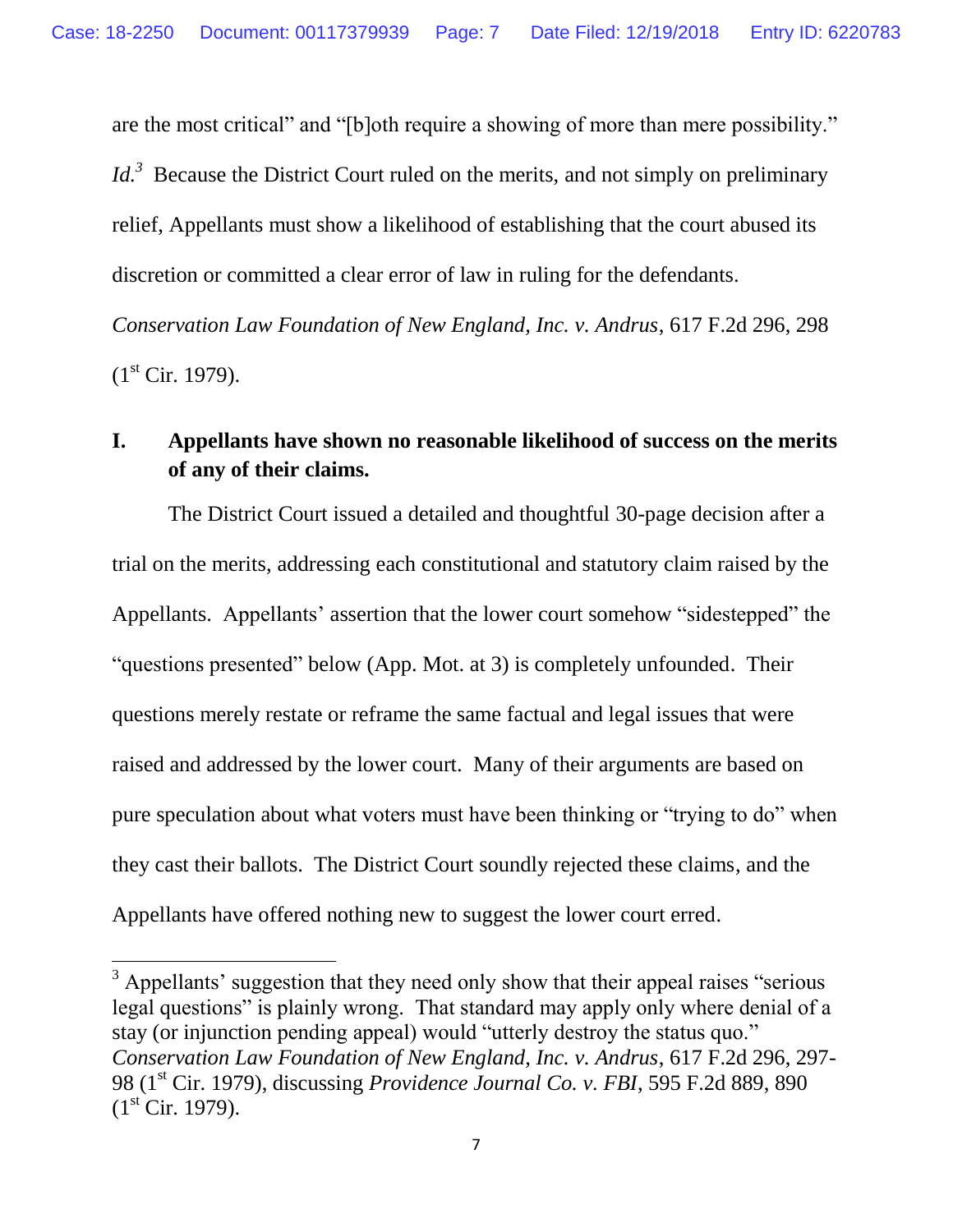are the most critical" and "[b]oth require a showing of more than mere possibility." *Id.*[3] Because the District Court ruled on the merits, and not simply on preliminary relief, Appellants must show a likelihood of establishing that the court abused its discretion or committed a clear error of law in ruling for the defendants. *Conservation Law Foundation of New England, Inc. v. Andrus*, 617 F.2d 296, 298 (1st Cir. 1979).

## I. Appellants have shown no reasonable likelihood of success on the merits of any of their claims.

The District Court issued a detailed and thoughtful 30-page decision after a trial on the merits, addressing each constitutional and statutory claim raised by the Appellants. Appellants' assertion that the lower court somehow "sidestepped" the "questions presented" below (App. Mot. at 3) is completely unfounded. Their questions merely restate or reframe the same factual and legal issues that were raised and addressed by the lower court. Many of their arguments are based on pure speculation about what voters must have been thinking or "trying to do" when they cast their ballots. The District Court soundly rejected these claims, and the Appellants have offered nothing new to suggest the lower court erred.

---

[3] Appellants' suggestion that they need only show that their appeal raises "serious legal questions" is plainly wrong. That standard may apply only where denial of a stay (or injunction pending appeal) would "utterly destroy the status quo." *Conservation Law Foundation of New England, Inc. v. Andrus*, 617 F.2d 296, 297-98 (1st Cir. 1979), discussing *Providence Journal Co. v. FBI*, 595 F.2d 889, 890 (1st Cir. 1979).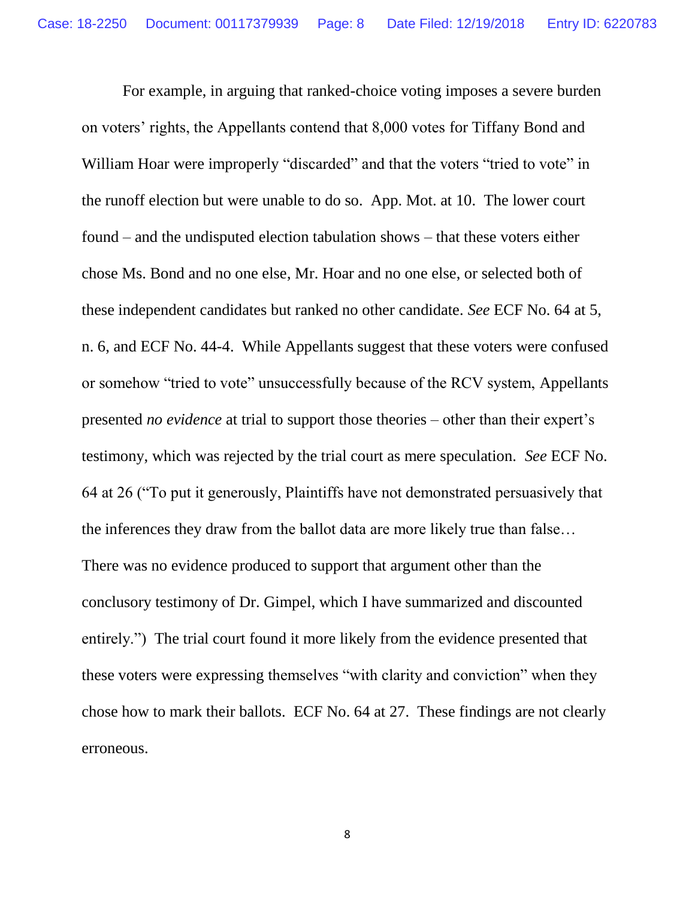For example, in arguing that ranked-choice voting imposes a severe burden on voters' rights, the Appellants contend that 8,000 votes for Tiffany Bond and William Hoar were improperly "discarded" and that the voters "tried to vote" in the runoff election but were unable to do so. App. Mot. at 10. The lower court found – and the undisputed election tabulation shows – that these voters either chose Ms. Bond and no one else, Mr. Hoar and no one else, or selected both of these independent candidates but ranked no other candidate. *See* ECF No. 64 at 5, n. 6, and ECF No. 44-4. While Appellants suggest that these voters were confused or somehow "tried to vote" unsuccessfully because of the RCV system, Appellants presented *no evidence* at trial to support those theories – other than their expert's testimony, which was rejected by the trial court as mere speculation. *See* ECF No. 64 at 26 ("To put it generously, Plaintiffs have not demonstrated persuasively that the inferences they draw from the ballot data are more likely true than false… There was no evidence produced to support that argument other than the conclusory testimony of Dr. Gimpel, which I have summarized and discounted entirely.") The trial court found it more likely from the evidence presented that these voters were expressing themselves "with clarity and conviction" when they chose how to mark their ballots. ECF No. 64 at 27. These findings are not clearly erroneous.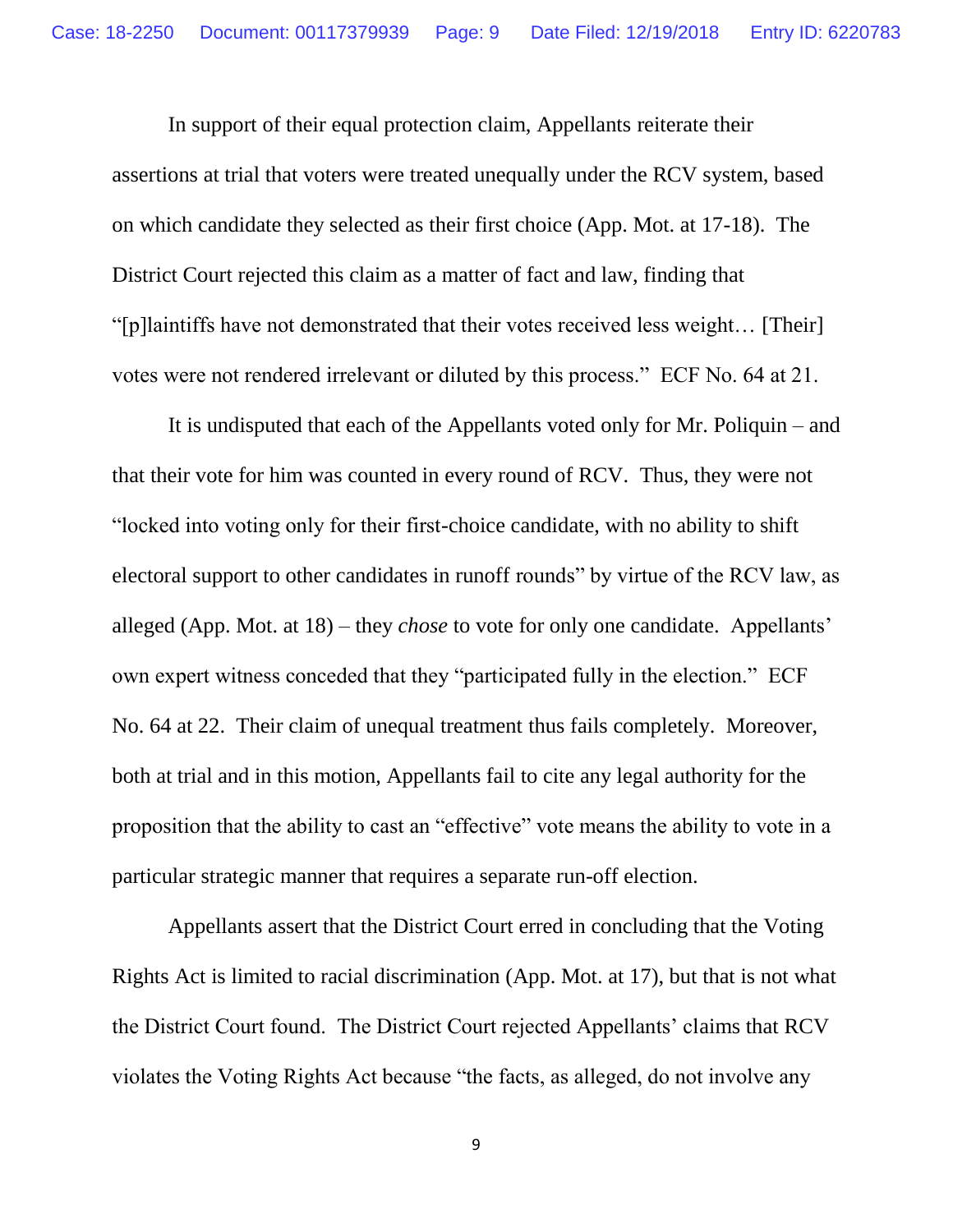In support of their equal protection claim, Appellants reiterate their assertions at trial that voters were treated unequally under the RCV system, based on which candidate they selected as their first choice (App. Mot. at 17-18). The District Court rejected this claim as a matter of fact and law, finding that "[p]laintiffs have not demonstrated that their votes received less weight… [Their] votes were not rendered irrelevant or diluted by this process." ECF No. 64 at 21.

It is undisputed that each of the Appellants voted only for Mr. Poliquin – and that their vote for him was counted in every round of RCV. Thus, they were not "locked into voting only for their first-choice candidate, with no ability to shift electoral support to other candidates in runoff rounds" by virtue of the RCV law, as alleged (App. Mot. at 18) – they *chose* to vote for only one candidate. Appellants' own expert witness conceded that they "participated fully in the election." ECF No. 64 at 22. Their claim of unequal treatment thus fails completely. Moreover, both at trial and in this motion, Appellants fail to cite any legal authority for the proposition that the ability to cast an "effective" vote means the ability to vote in a particular strategic manner that requires a separate run-off election.

Appellants assert that the District Court erred in concluding that the Voting Rights Act is limited to racial discrimination (App. Mot. at 17), but that is not what the District Court found. The District Court rejected Appellants' claims that RCV violates the Voting Rights Act because "the facts, as alleged, do not involve any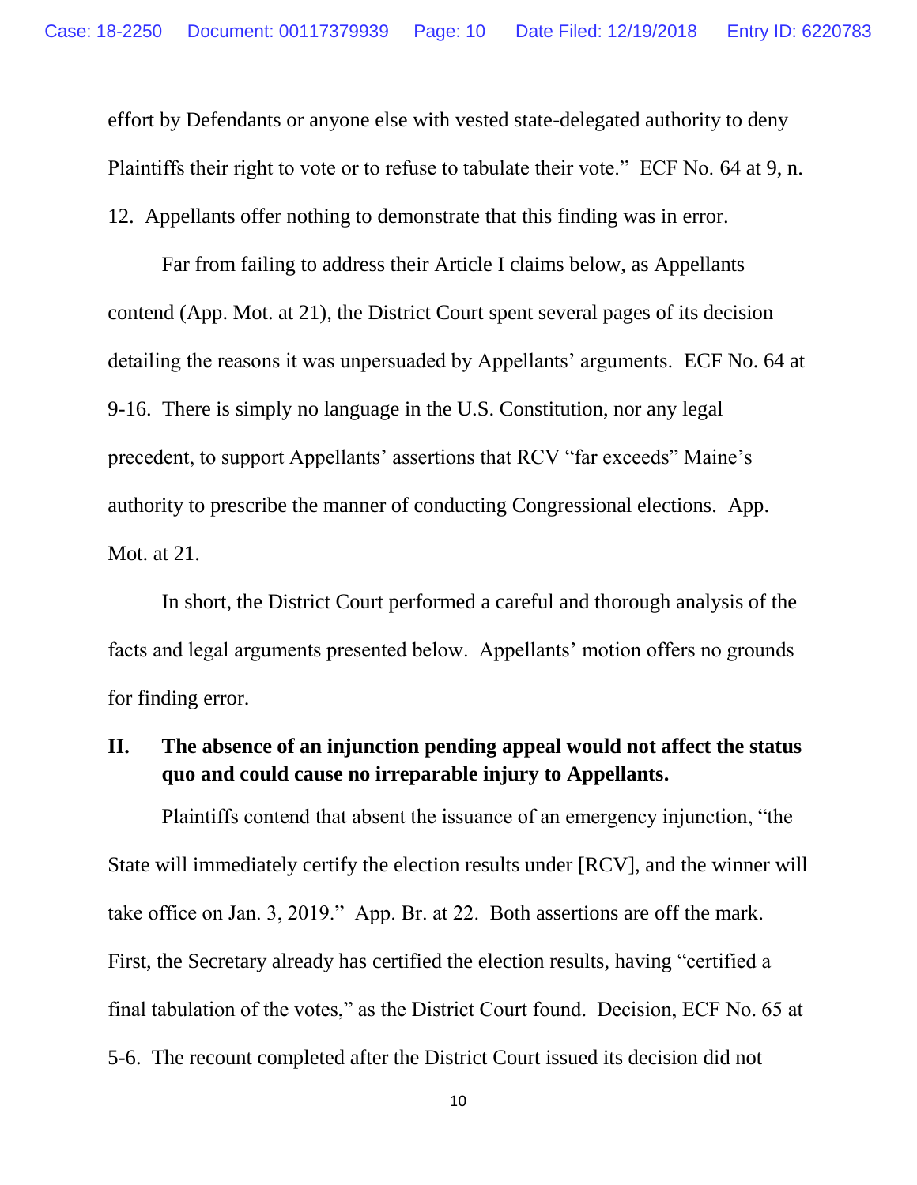effort by Defendants or anyone else with vested state-delegated authority to deny Plaintiffs their right to vote or to refuse to tabulate their vote." ECF No. 64 at 9, n. 12. Appellants offer nothing to demonstrate that this finding was in error.

Far from failing to address their Article I claims below, as Appellants contend (App. Mot. at 21), the District Court spent several pages of its decision detailing the reasons it was unpersuaded by Appellants' arguments. ECF No. 64 at 9-16. There is simply no language in the U.S. Constitution, nor any legal precedent, to support Appellants' assertions that RCV "far exceeds" Maine's authority to prescribe the manner of conducting Congressional elections. App. Mot. at 21.

In short, the District Court performed a careful and thorough analysis of the facts and legal arguments presented below. Appellants' motion offers no grounds for finding error.

## II. The absence of an injunction pending appeal would not affect the status quo and could cause no irreparable injury to Appellants.

Plaintiffs contend that absent the issuance of an emergency injunction, "the State will immediately certify the election results under [RCV], and the winner will take office on Jan. 3, 2019." App. Br. at 22. Both assertions are off the mark. First, the Secretary already has certified the election results, having "certified a final tabulation of the votes," as the District Court found. Decision, ECF No. 65 at 5-6. The recount completed after the District Court issued its decision did not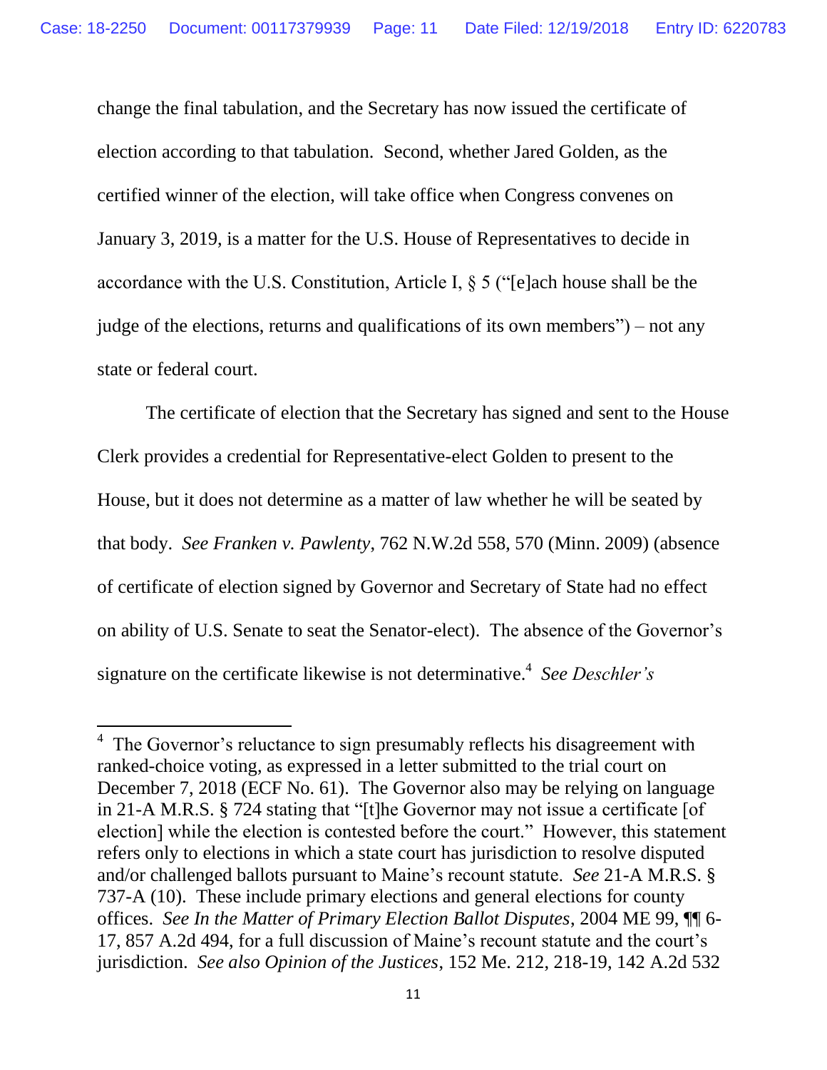change the final tabulation, and the Secretary has now issued the certificate of election according to that tabulation. Second, whether Jared Golden, as the certified winner of the election, will take office when Congress convenes on January 3, 2019, is a matter for the U.S. House of Representatives to decide in accordance with the U.S. Constitution, Article I, § 5 ("[e]ach house shall be the judge of the elections, returns and qualifications of its own members") – not any state or federal court.

The certificate of election that the Secretary has signed and sent to the House Clerk provides a credential for Representative-elect Golden to present to the House, but it does not determine as a matter of law whether he will be seated by that body. *See Franken v. Pawlenty*, 762 N.W.2d 558, 570 (Minn. 2009) (absence of certificate of election signed by Governor and Secretary of State had no effect on ability of U.S. Senate to seat the Senator-elect). The absence of the Governor's signature on the certificate likewise is not determinative.[4] *See Deschler's*

---

[4] The Governor's reluctance to sign presumably reflects his disagreement with ranked-choice voting, as expressed in a letter submitted to the trial court on December 7, 2018 (ECF No. 61). The Governor also may be relying on language in 21-A M.R.S. § 724 stating that "[t]he Governor may not issue a certificate [of election] while the election is contested before the court." However, this statement refers only to elections in which a state court has jurisdiction to resolve disputed and/or challenged ballots pursuant to Maine's recount statute. *See* 21-A M.R.S. § 737-A (10). These include primary elections and general elections for county offices. *See In the Matter of Primary Election Ballot Disputes*, 2004 ME 99, ¶¶ 6-17, 857 A.2d 494, for a full discussion of Maine's recount statute and the court's jurisdiction. *See also Opinion of the Justices*, 152 Me. 212, 218-19, 142 A.2d 532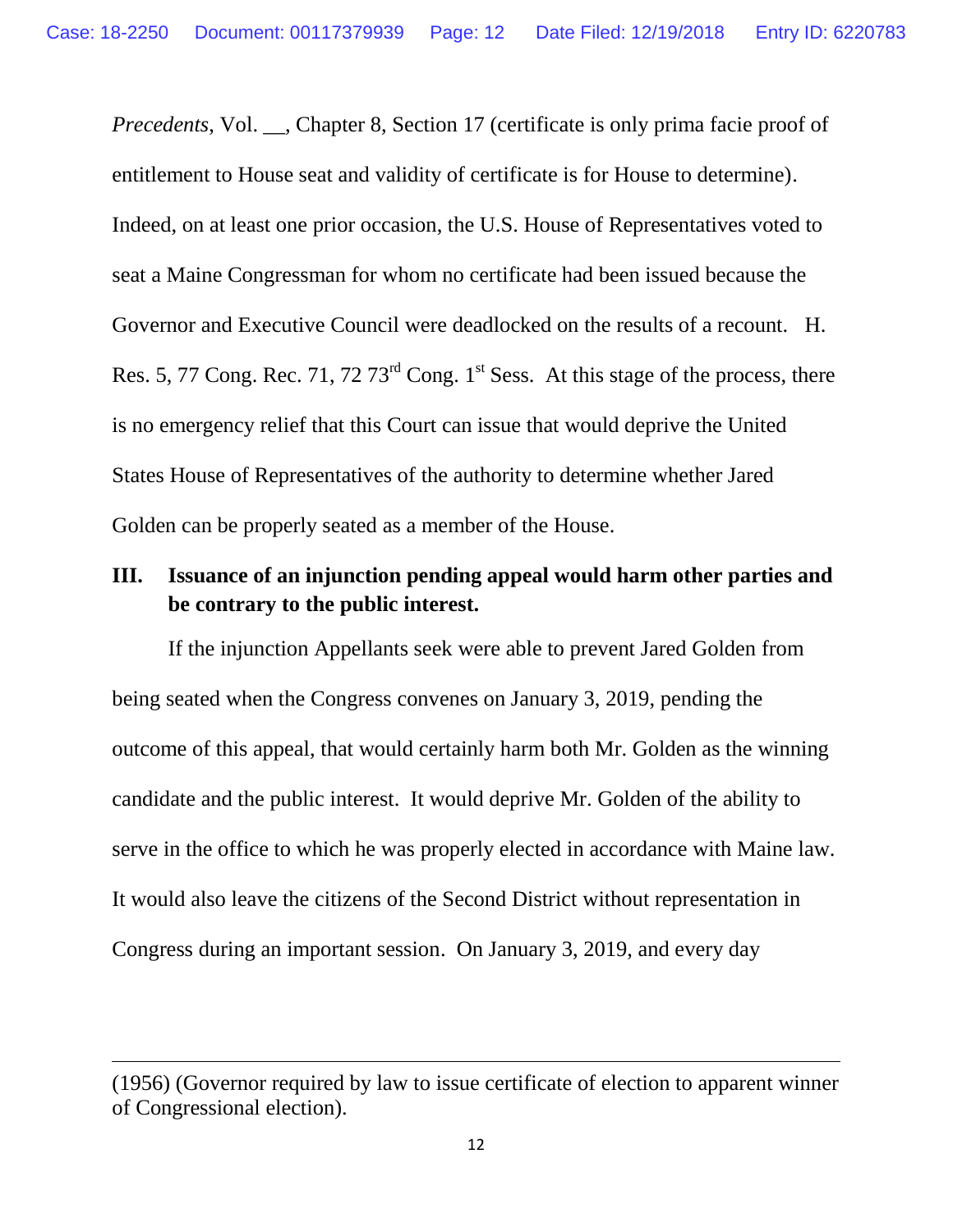*Precedents*, Vol. __, Chapter 8, Section 17 (certificate is only prima facie proof of entitlement to House seat and validity of certificate is for House to determine). Indeed, on at least one prior occasion, the U.S. House of Representatives voted to seat a Maine Congressman for whom no certificate had been issued because the Governor and Executive Council were deadlocked on the results of a recount. H. Res. 5, 77 Cong. Rec. 71, 72 73rd Cong. 1st Sess. At this stage of the process, there is no emergency relief that this Court can issue that would deprive the United States House of Representatives of the authority to determine whether Jared Golden can be properly seated as a member of the House.

### III. Issuance of an injunction pending appeal would harm other parties and be contrary to the public interest.

If the injunction Appellants seek were able to prevent Jared Golden from being seated when the Congress convenes on January 3, 2019, pending the outcome of this appeal, that would certainly harm both Mr. Golden as the winning candidate and the public interest. It would deprive Mr. Golden of the ability to serve in the office to which he was properly elected in accordance with Maine law. It would also leave the citizens of the Second District without representation in Congress during an important session. On January 3, 2019, and every day

---

(1956) (Governor required by law to issue certificate of election to apparent winner of Congressional election).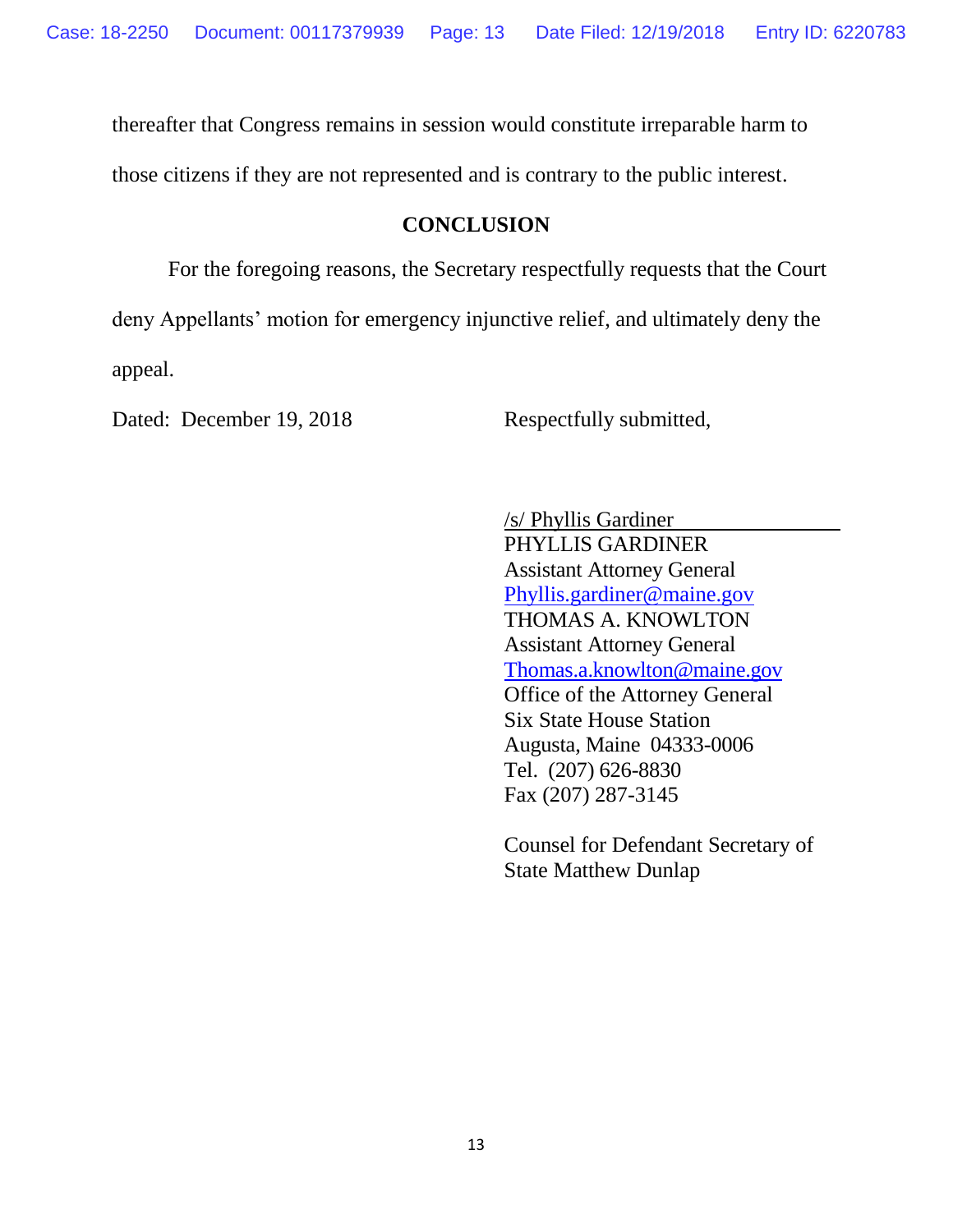thereafter that Congress remains in session would constitute irreparable harm to those citizens if they are not represented and is contrary to the public interest.

## CONCLUSION

For the foregoing reasons, the Secretary respectfully requests that the Court deny Appellants' motion for emergency injunctive relief, and ultimately deny the appeal.

Dated: December 19, 2018

Respectfully submitted,

/s/ Phyllis Gardiner
PHYLLIS GARDINER
Assistant Attorney General
Phyllis.gardiner@maine.gov
THOMAS A. KNOWLTON
Assistant Attorney General
Thomas.a.knowlton@maine.gov
Office of the Attorney General
Six State House Station
Augusta, Maine 04333-0006
Tel. (207) 626-8830
Fax (207) 287-3145

Counsel for Defendant Secretary of State Matthew Dunlap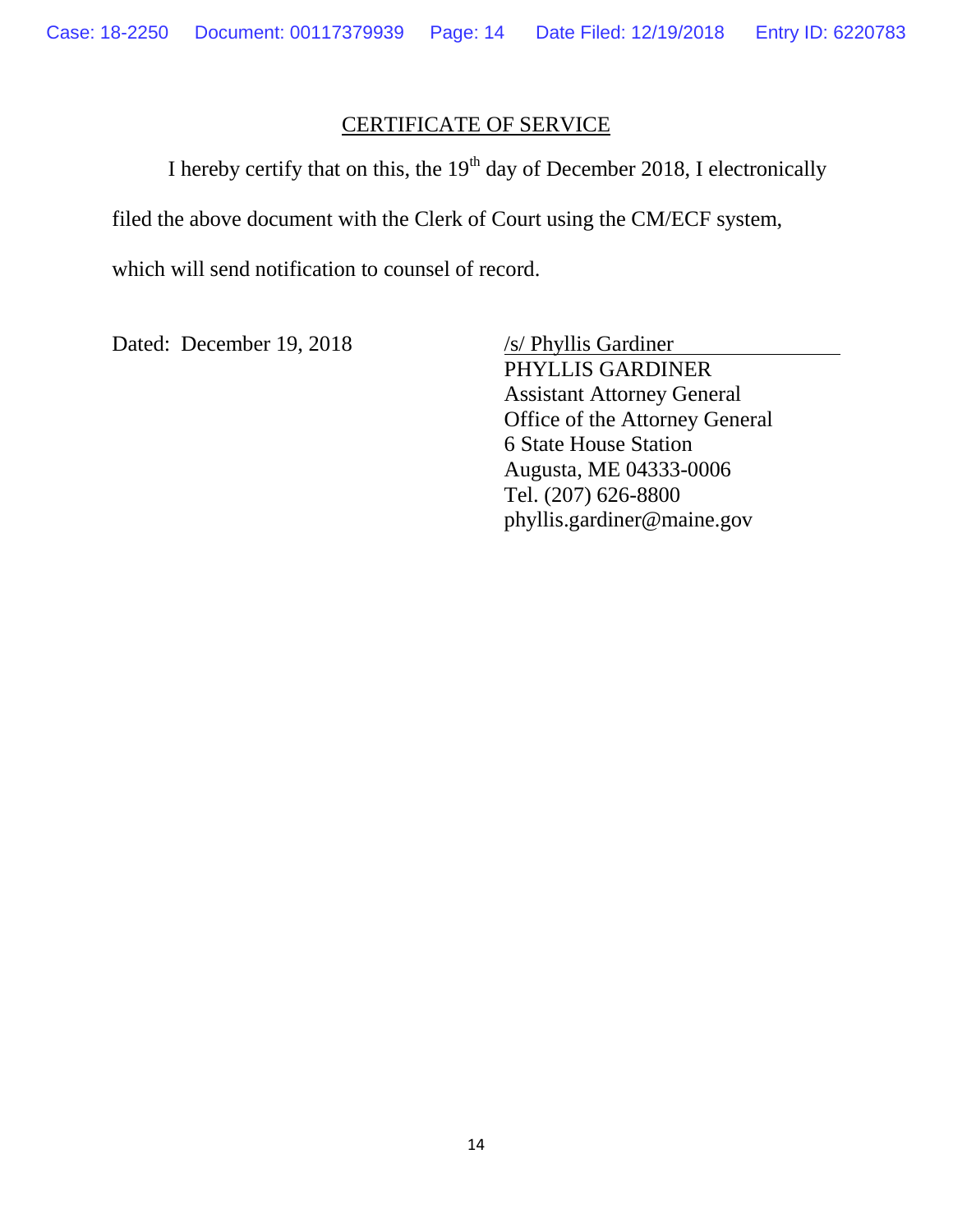## CERTIFICATE OF SERVICE

I hereby certify that on this, the 19th day of December 2018, I electronically filed the above document with the Clerk of Court using the CM/ECF system, which will send notification to counsel of record.

Dated: December 19, 2018

/s/ Phyllis Gardiner
PHYLLIS GARDINER
Assistant Attorney General
Office of the Attorney General
6 State House Station
Augusta, ME 04333-0006
Tel. (207) 626-8800
phyllis.gardiner@maine.gov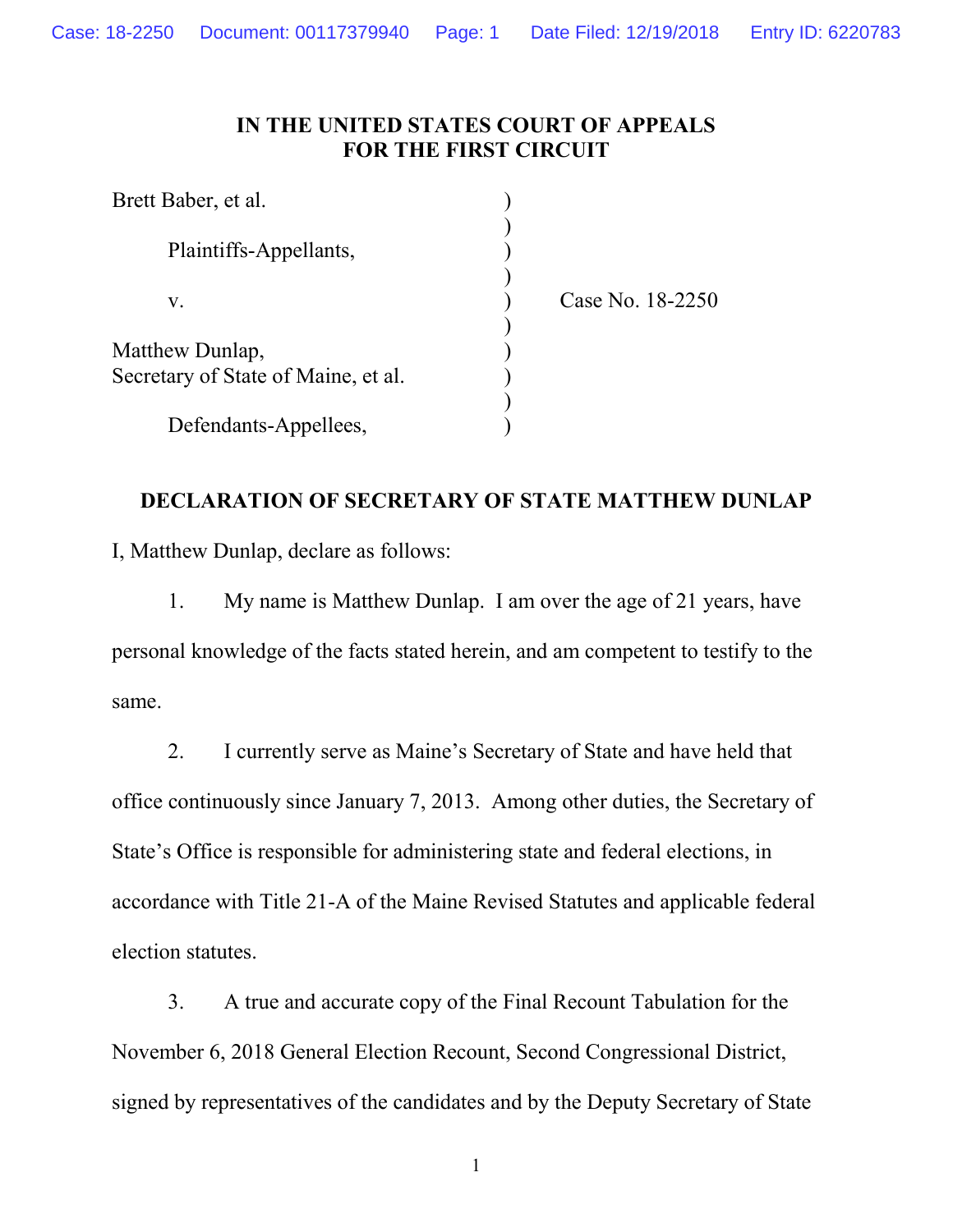**IN THE UNITED STATES COURT OF APPEALS FOR THE FIRST CIRCUIT**

Brett Baber, et al.

Plaintiffs-Appellants,

v.

Matthew Dunlap,
Secretary of State of Maine, et al.

Defendants-Appellees,

Case No. 18-2250

**DECLARATION OF SECRETARY OF STATE MATTHEW DUNLAP**

I, Matthew Dunlap, declare as follows:

1. My name is Matthew Dunlap. I am over the age of 21 years, have personal knowledge of the facts stated herein, and am competent to testify to the same.

2. I currently serve as Maine's Secretary of State and have held that office continuously since January 7, 2013. Among other duties, the Secretary of State's Office is responsible for administering state and federal elections, in accordance with Title 21-A of the Maine Revised Statutes and applicable federal election statutes.

3. A true and accurate copy of the Final Recount Tabulation for the November 6, 2018 General Election Recount, Second Congressional District, signed by representatives of the candidates and by the Deputy Secretary of State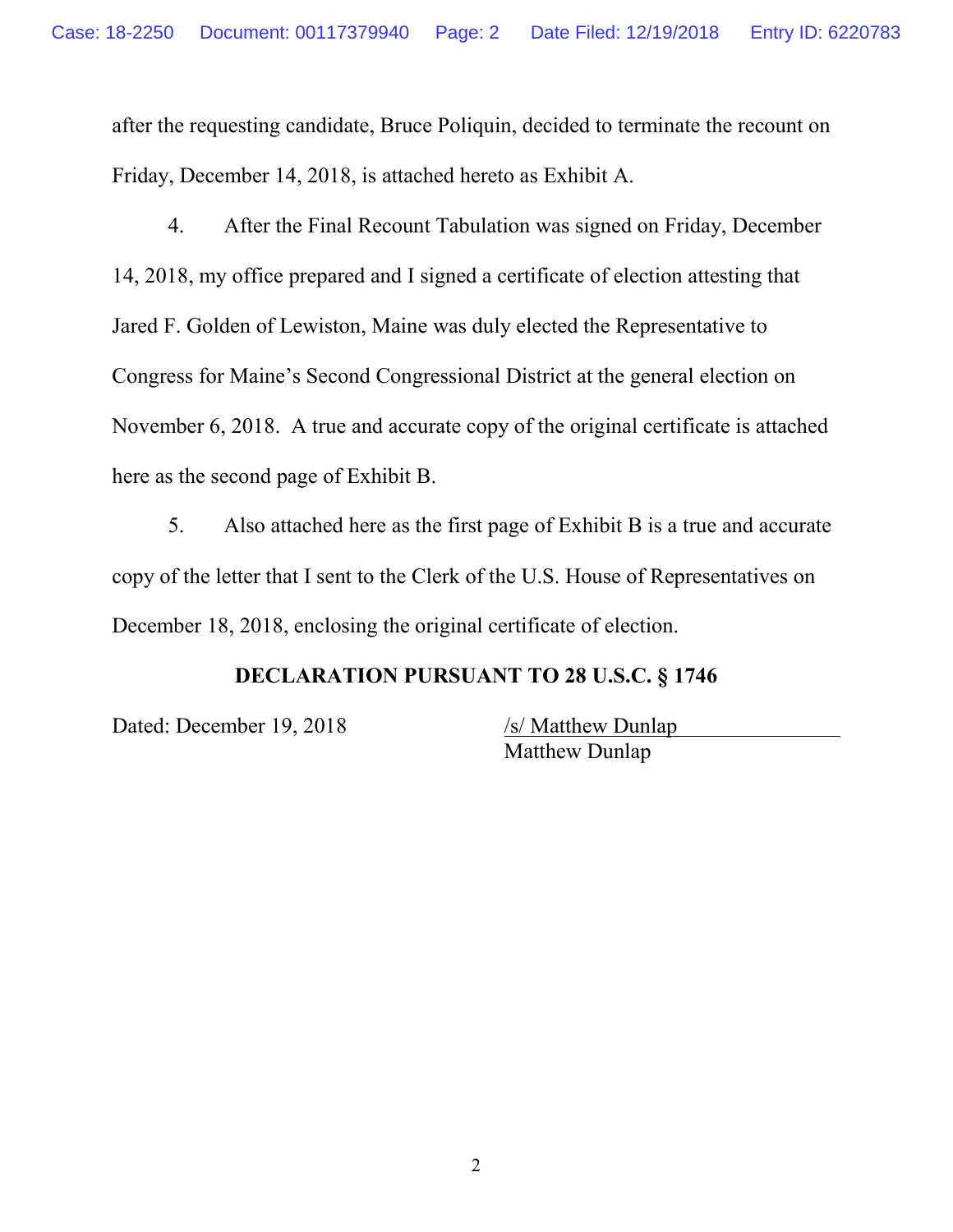after the requesting candidate, Bruce Poliquin, decided to terminate the recount on Friday, December 14, 2018, is attached hereto as Exhibit A.

4. After the Final Recount Tabulation was signed on Friday, December 14, 2018, my office prepared and I signed a certificate of election attesting that Jared F. Golden of Lewiston, Maine was duly elected the Representative to Congress for Maine's Second Congressional District at the general election on November 6, 2018. A true and accurate copy of the original certificate is attached here as the second page of Exhibit B.

5. Also attached here as the first page of Exhibit B is a true and accurate copy of the letter that I sent to the Clerk of the U.S. House of Representatives on December 18, 2018, enclosing the original certificate of election.

**DECLARATION PURSUANT TO 28 U.S.C. § 1746**

Dated: December 19, 2018

/s/ Matthew Dunlap
Matthew Dunlap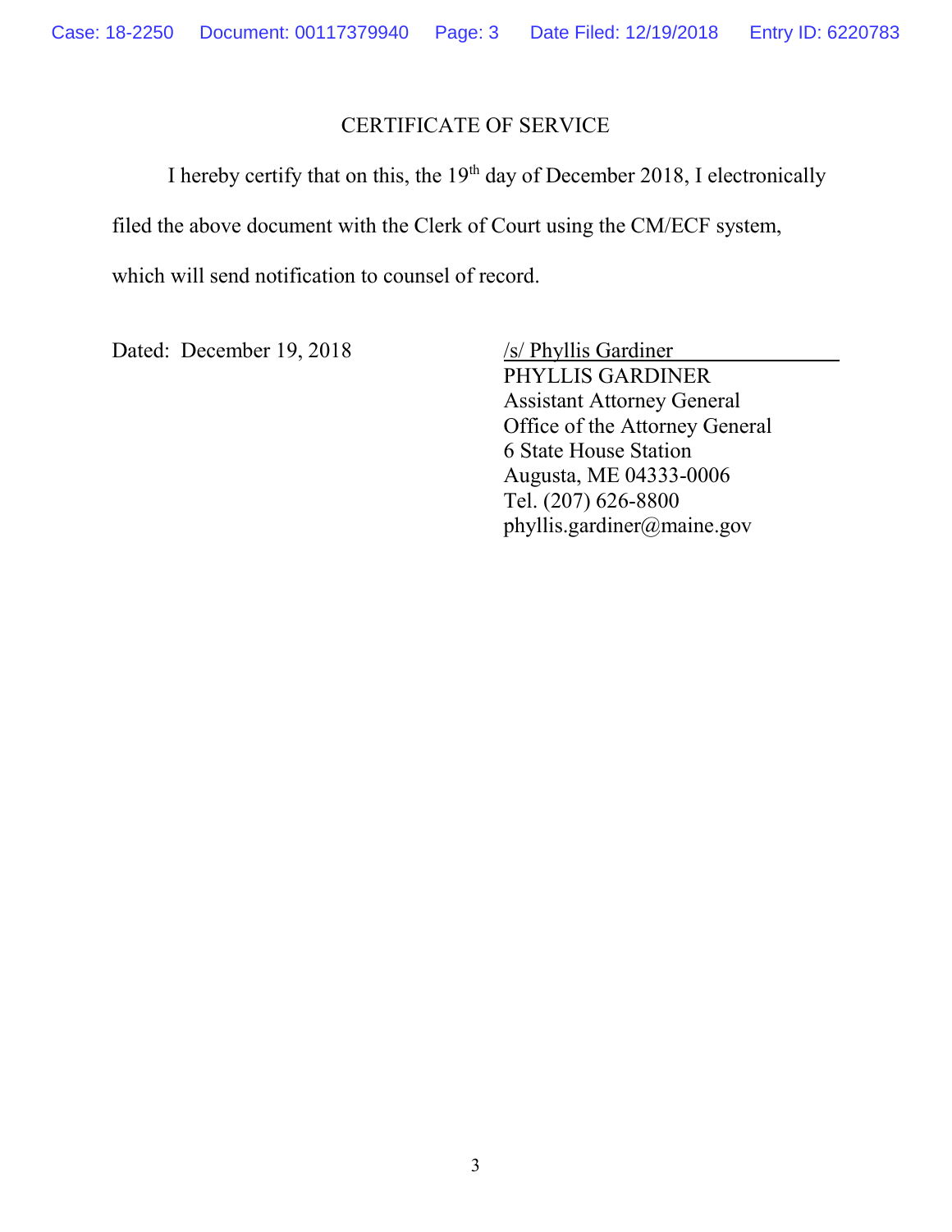## CERTIFICATE OF SERVICE

I hereby certify that on this, the 19th day of December 2018, I electronically filed the above document with the Clerk of Court using the CM/ECF system, which will send notification to counsel of record.

Dated: December 19, 2018

/s/ Phyllis Gardiner
PHYLLIS GARDINER
Assistant Attorney General
Office of the Attorney General
6 State House Station
Augusta, ME 04333-0006
Tel. (207) 626-8800
phyllis.gardiner@maine.gov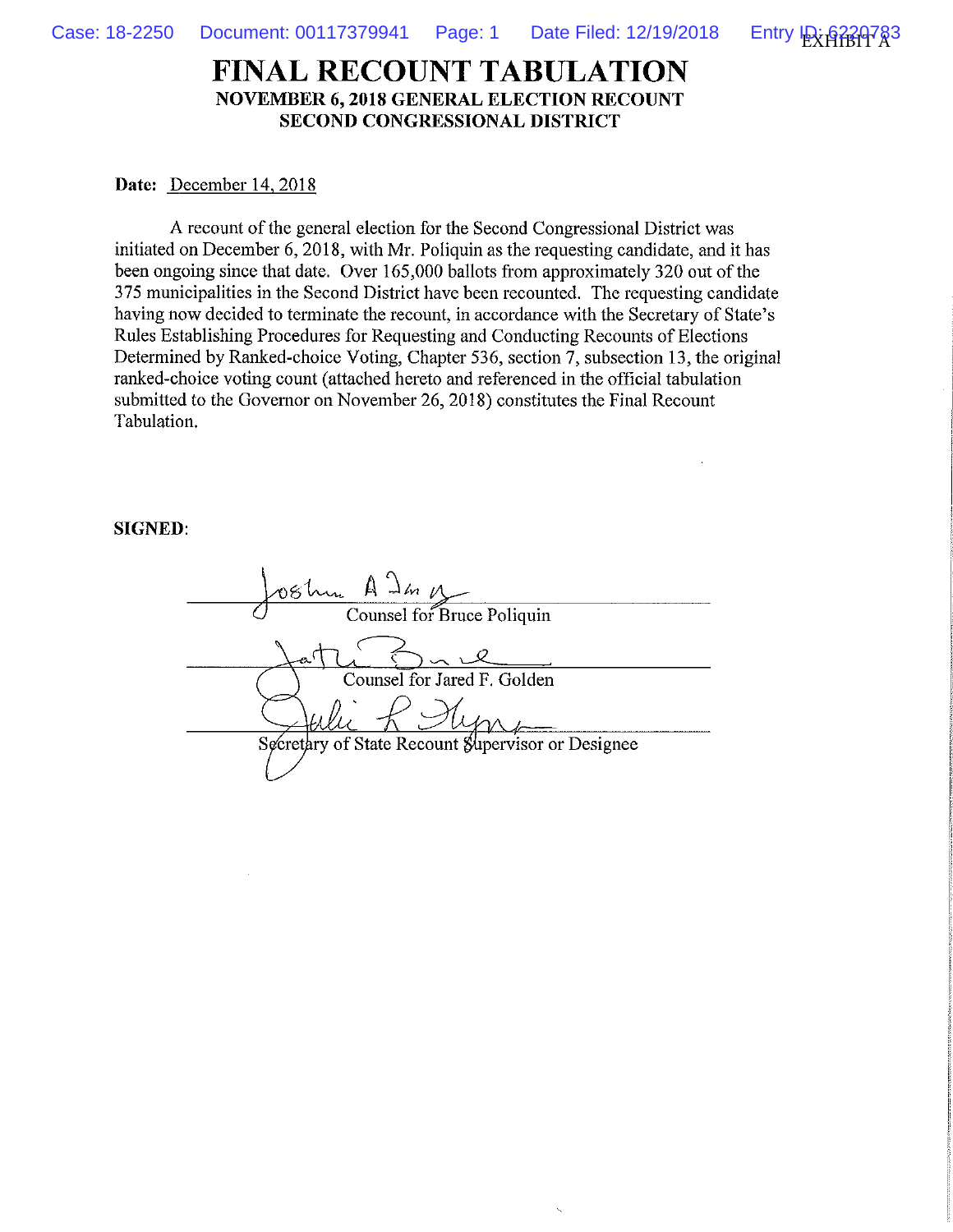EXHIBIT A

# FINAL RECOUNT TABULATION

## NOVEMBER 6, 2018 GENERAL ELECTION RECOUNT
## SECOND CONGRESSIONAL DISTRICT

**Date:** December 14, 2018

A recount of the general election for the Second Congressional District was initiated on December 6, 2018, with Mr. Poliquin as the requesting candidate, and it has been ongoing since that date. Over 165,000 ballots from approximately 320 out of the 375 municipalities in the Second District have been recounted. The requesting candidate having now decided to terminate the recount, in accordance with the Secretary of State's Rules Establishing Procedures for Requesting and Conducting Recounts of Elections Determined by Ranked-choice Voting, Chapter 536, section 7, subsection 13, the original ranked-choice voting count (attached hereto and referenced in the official tabulation submitted to the Governor on November 26, 2018) constitutes the Final Recount Tabulation.

**SIGNED**:

Joshua A. Tardy
Counsel for Bruce Poliquin

Counsel for Jared F. Golden

Julie L. Flynn
Secretary of State Recount Supervisor or Designee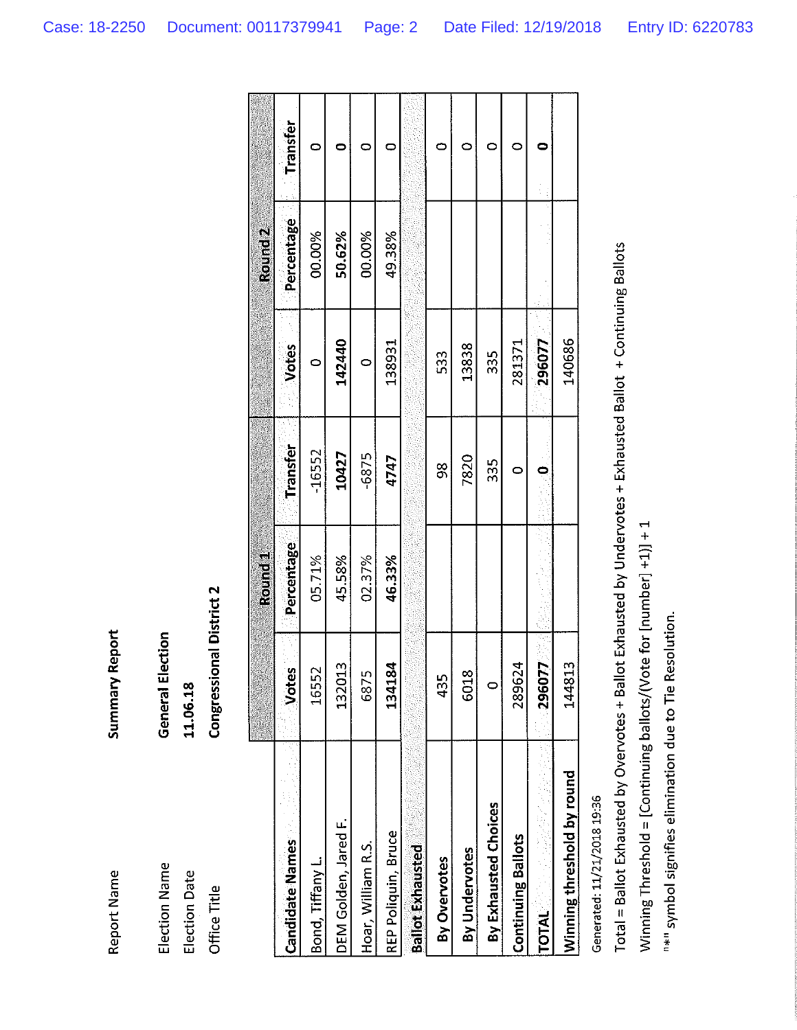| Report Name | Summary Report |
|---|---|
| Election Name | **General Election** |
| Election Date | **11.06.18** |
| Office Title | **Congressional District 2** |

| | **Round 1** | | | **Round 2** | | |
|---|---|---|---|---|---|---|
| **Candidate Names** | **Votes** | **Percentage** | **Transfer** | **Votes** | **Percentage** | **Transfer** |
| Bond, Tiffany L. | 16552 | 05.71% | -16552 | 0 | 00.00% | 0 |
| DEM Golden, Jared F. | 132013 | 45.58% | **10427** | **142440** | **50.62%** | **0** |
| Hoar, William R.S. | 6875 | 02.37% | -6875 | 0 | 00.00% | 0 |
| REP Poliquin, Bruce | **134184** | **46.33%** | **4747** | 138931 | 49.38% | 0 |
| **Ballot Exhausted** | | | | | | |
| **By Overvotes** | 435 | | 98 | 533 | | 0 |
| **By Undervotes** | 6018 | | 7820 | 13838 | | 0 |
| **By Exhausted Choices** | 0 | | 335 | 335 | | 0 |
| **Continuing Ballots** | 289624 | | 0 | 281371 | | 0 |
| **TOTAL** | **296077** | | **0** | **296077** | | **0** |
| **Winning threshold by round** | 144813 | | | 140686 | | |

Generated: 11/21/2018 19:36

Total = Ballot Exhausted by Overvotes + Ballot Exhausted by Undervotes + Exhausted Ballot + Continuing Ballots

Winning Threshold = [Continuing ballots/(Vote for [number] +1)] + 1

"*" symbol signifies elimination due to Tie Resolution.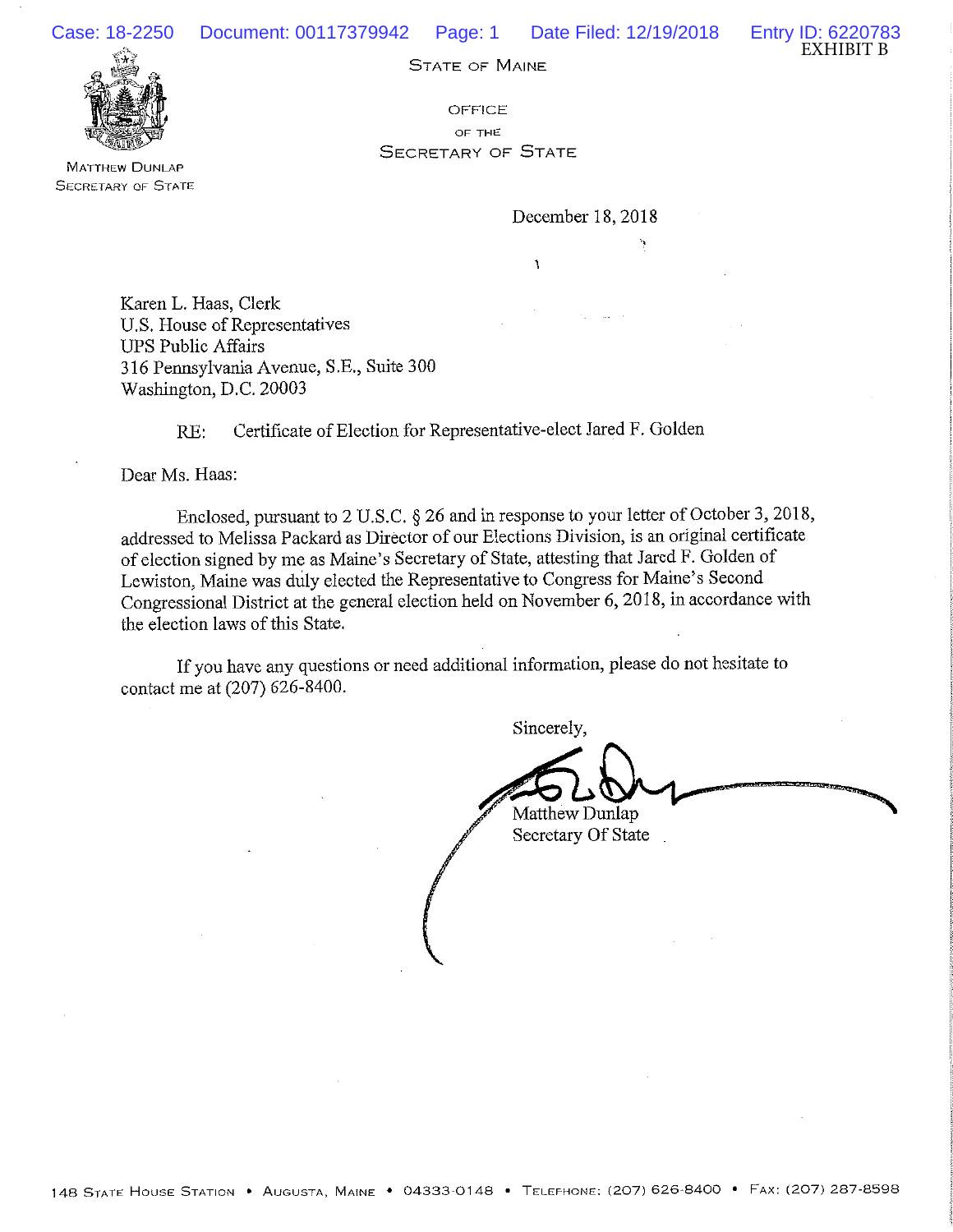EXHIBIT B

STATE OF MAINE

OFFICE
OF THE
SECRETARY OF STATE

MATTHEW DUNLAP
SECRETARY OF STATE

December 18, 2018

Karen L. Haas, Clerk
U.S. House of Representatives
UPS Public Affairs
316 Pennsylvania Avenue, S.E., Suite 300
Washington, D.C. 20003

RE: Certificate of Election for Representative-elect Jared F. Golden

Dear Ms. Haas:

Enclosed, pursuant to 2 U.S.C. § 26 and in response to your letter of October 3, 2018, addressed to Melissa Packard as Director of our Elections Division, is an original certificate of election signed by me as Maine's Secretary of State, attesting that Jared F. Golden of Lewiston, Maine was duly elected the Representative to Congress for Maine's Second Congressional District at the general election held on November 6, 2018, in accordance with the election laws of this State.

If you have any questions or need additional information, please do not hesitate to contact me at (207) 626-8400.

Sincerely,

Matthew Dunlap
Secretary Of State

148 STATE HOUSE STATION • AUGUSTA, MAINE • 04333-0148 • TELEPHONE: (207) 626-8400 • FAX: (207) 287-8598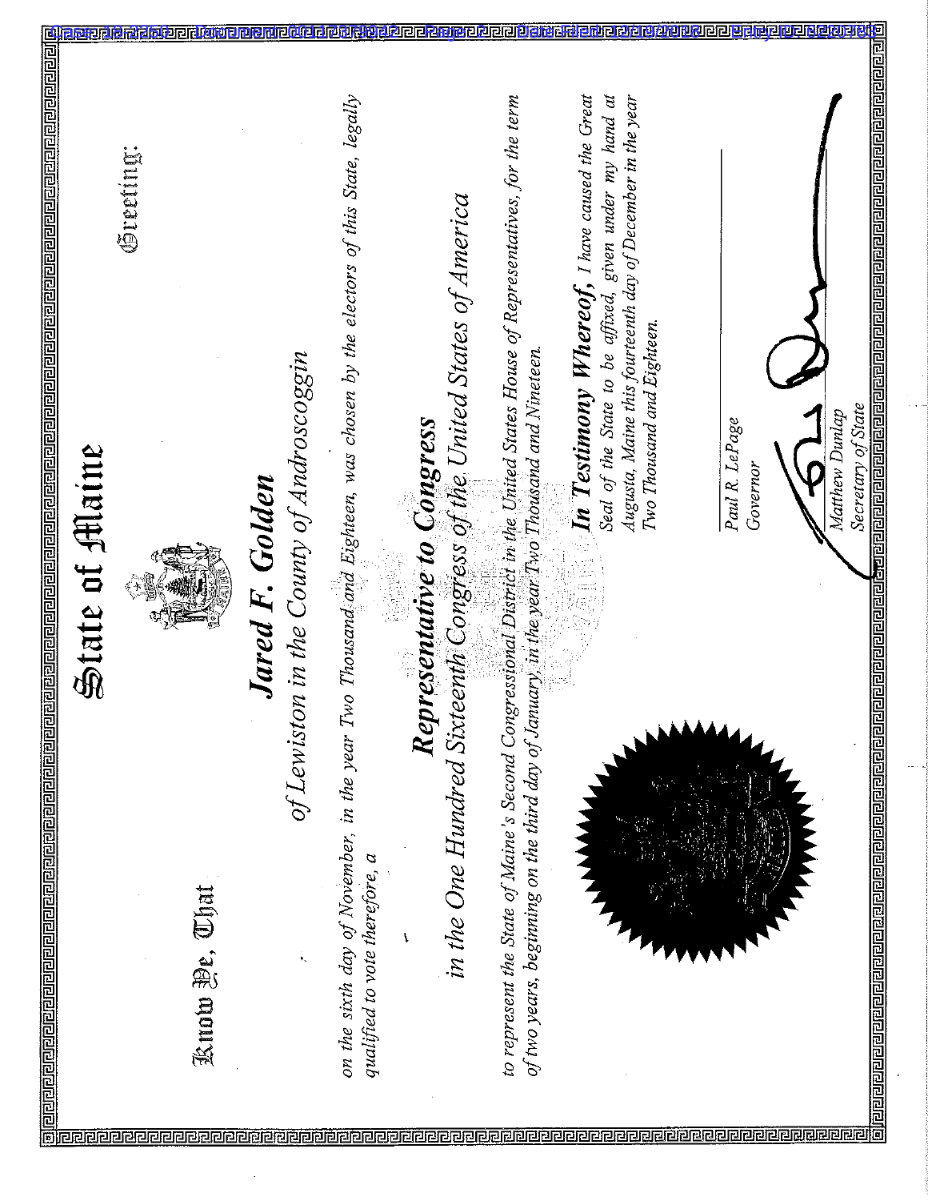# State of Maine

Know Ye, That

Greeting:

## *Jared F. Golden*

*of Lewiston in the County of Androscoggin*

*on the sixth day of November, in the year Two Thousand and Eighteen, was chosen by the electors of this State, legally qualified to vote therefore, a*

## *Representative to Congress*

*in the One Hundred Sixteenth Congress of the United States of America*

*to represent the State of Maine's Second Congressional District in the United States House of Representatives, for the term of two years, beginning on the third day of January in the year Two Thousand and Nineteen.*

***In Testimony Whereof,*** *I have caused the Great Seal of the State to be affixed, given under my hand at Augusta, Maine this fourteenth day of December in the year Two Thousand and Eighteen.*

*Paul R. LePage*
*Governor*

*Matthew Dunlap*
*Secretary of State*